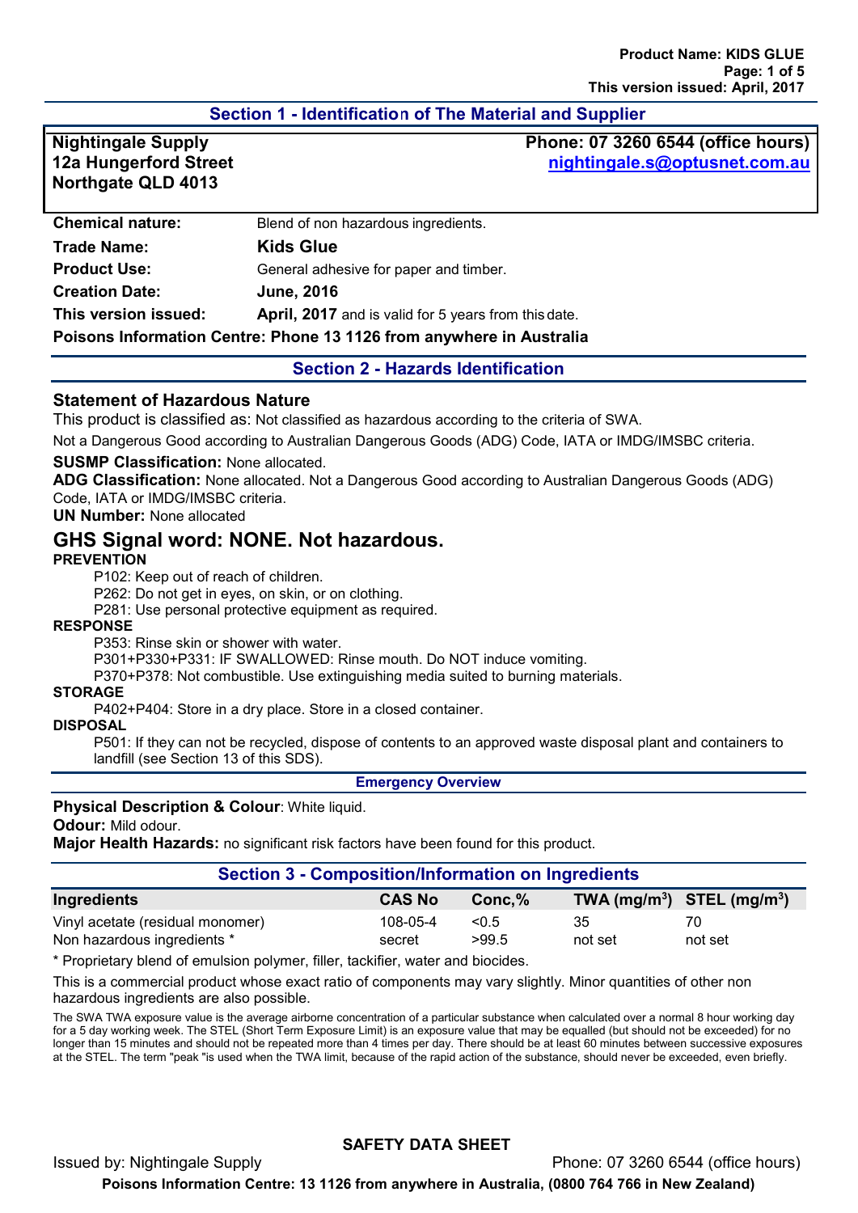## Section 1 - Identification of The Material and Supplier

**Nightingale Supply**
**12a Hungerford Street**
**Northgate QLD 4013**

**Phone: 07 3260 6544 (office hours)**
**nightingale.s@optusnet.com.au**

| | |
|---|---|
| **Chemical nature:** | Blend of non hazardous ingredients. |
| **Trade Name:** | **Kids Glue** |
| **Product Use:** | General adhesive for paper and timber. |
| **Creation Date:** | **June, 2016** |
| **This version issued:** | **April, 2017** and is valid for 5 years from this date. |

**Poisons Information Centre: Phone 13 1126 from anywhere in Australia**

## Section 2 - Hazards Identification

### Statement of Hazardous Nature

This product is classified as: Not classified as hazardous according to the criteria of SWA.

Not a Dangerous Good according to Australian Dangerous Goods (ADG) Code, IATA or IMDG/IMSBC criteria.

**SUSMP Classification:** None allocated.

**ADG Classification:** None allocated. Not a Dangerous Good according to Australian Dangerous Goods (ADG) Code, IATA or IMDG/IMSBC criteria.

**UN Number:** None allocated

### GHS Signal word: NONE. Not hazardous.

**PREVENTION**

P102: Keep out of reach of children.
P262: Do not get in eyes, on skin, or on clothing.
P281: Use personal protective equipment as required.

**RESPONSE**

P353: Rinse skin or shower with water.
P301+P330+P331: IF SWALLOWED: Rinse mouth. Do NOT induce vomiting.
P370+P378: Not combustible. Use extinguishing media suited to burning materials.

**STORAGE**

P402+P404: Store in a dry place. Store in a closed container.

**DISPOSAL**

P501: If they can not be recycled, dispose of contents to an approved waste disposal plant and containers to landfill (see Section 13 of this SDS).

### Emergency Overview

**Physical Description & Colour**: White liquid.

**Odour:** Mild odour.

**Major Health Hazards:** no significant risk factors have been found for this product.

## Section 3 - Composition/Information on Ingredients

| Ingredients | CAS No | Conc,% | TWA (mg/m$^3$) | STEL (mg/m$^3$) |
|---|---|---|---|---|
| Vinyl acetate (residual monomer) | 108-05-4 | <0.5 | 35 | 70 |
| Non hazardous ingredients * | secret | >99.5 | not set | not set |

* Proprietary blend of emulsion polymer, filler, tackifier, water and biocides.

This is a commercial product whose exact ratio of components may vary slightly. Minor quantities of other non hazardous ingredients are also possible.

The SWA TWA exposure value is the average airborne concentration of a particular substance when calculated over a normal 8 hour working day for a 5 day working week. The STEL (Short Term Exposure Limit) is an exposure value that may be equalled (but should not be exceeded) for no longer than 15 minutes and should not be repeated more than 4 times per day. There should be at least 60 minutes between successive exposures at the STEL. The term "peak "is used when the TWA limit, because of the rapid action of the substance, should never be exceeded, even briefly.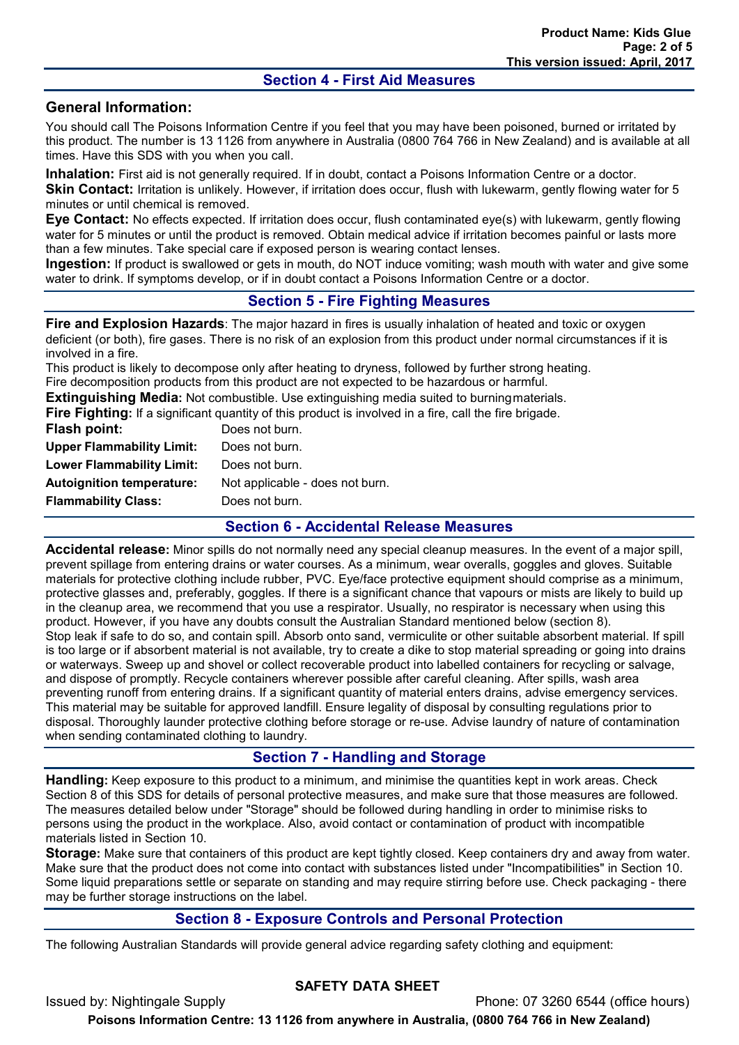## Section 4 - First Aid Measures

### General Information:

You should call The Poisons Information Centre if you feel that you may have been poisoned, burned or irritated by this product. The number is 13 1126 from anywhere in Australia (0800 764 766 in New Zealand) and is available at all times. Have this SDS with you when you call.

**Inhalation:** First aid is not generally required. If in doubt, contact a Poisons Information Centre or a doctor.
**Skin Contact:** Irritation is unlikely. However, if irritation does occur, flush with lukewarm, gently flowing water for 5 minutes or until chemical is removed.
**Eye Contact:** No effects expected. If irritation does occur, flush contaminated eye(s) with lukewarm, gently flowing water for 5 minutes or until the product is removed. Obtain medical advice if irritation becomes painful or lasts more than a few minutes. Take special care if exposed person is wearing contact lenses.
**Ingestion:** If product is swallowed or gets in mouth, do NOT induce vomiting; wash mouth with water and give some water to drink. If symptoms develop, or if in doubt contact a Poisons Information Centre or a doctor.

## Section 5 - Fire Fighting Measures

**Fire and Explosion Hazards**: The major hazard in fires is usually inhalation of heated and toxic or oxygen deficient (or both), fire gases. There is no risk of an explosion from this product under normal circumstances if it is involved in a fire.
This product is likely to decompose only after heating to dryness, followed by further strong heating.
Fire decomposition products from this product are not expected to be hazardous or harmful.
**Extinguishing Media:** Not combustible. Use extinguishing media suited to burning materials.
**Fire Fighting:** If a significant quantity of this product is involved in a fire, call the fire brigade.

| | |
|---|---|
| **Flash point:** | Does not burn. |
| **Upper Flammability Limit:** | Does not burn. |
| **Lower Flammability Limit:** | Does not burn. |
| **Autoignition temperature:** | Not applicable - does not burn. |
| **Flammability Class:** | Does not burn. |

## Section 6 - Accidental Release Measures

**Accidental release:** Minor spills do not normally need any special cleanup measures. In the event of a major spill, prevent spillage from entering drains or water courses. As a minimum, wear overalls, goggles and gloves. Suitable materials for protective clothing include rubber, PVC. Eye/face protective equipment should comprise as a minimum, protective glasses and, preferably, goggles. If there is a significant chance that vapours or mists are likely to build up in the cleanup area, we recommend that you use a respirator. Usually, no respirator is necessary when using this product. However, if you have any doubts consult the Australian Standard mentioned below (section 8).
Stop leak if safe to do so, and contain spill. Absorb onto sand, vermiculite or other suitable absorbent material. If spill is too large or if absorbent material is not available, try to create a dike to stop material spreading or going into drains or waterways. Sweep up and shovel or collect recoverable product into labelled containers for recycling or salvage, and dispose of promptly. Recycle containers wherever possible after careful cleaning. After spills, wash area preventing runoff from entering drains. If a significant quantity of material enters drains, advise emergency services. This material may be suitable for approved landfill. Ensure legality of disposal by consulting regulations prior to disposal. Thoroughly launder protective clothing before storage or re-use. Advise laundry of nature of contamination when sending contaminated clothing to laundry.

## Section 7 - Handling and Storage

**Handling:** Keep exposure to this product to a minimum, and minimise the quantities kept in work areas. Check Section 8 of this SDS for details of personal protective measures, and make sure that those measures are followed. The measures detailed below under "Storage" should be followed during handling in order to minimise risks to persons using the product in the workplace. Also, avoid contact or contamination of product with incompatible materials listed in Section 10.
**Storage:** Make sure that containers of this product are kept tightly closed. Keep containers dry and away from water. Make sure that the product does not come into contact with substances listed under "Incompatibilities" in Section 10. Some liquid preparations settle or separate on standing and may require stirring before use. Check packaging - there may be further storage instructions on the label.

## Section 8 - Exposure Controls and Personal Protection

The following Australian Standards will provide general advice regarding safety clothing and equipment: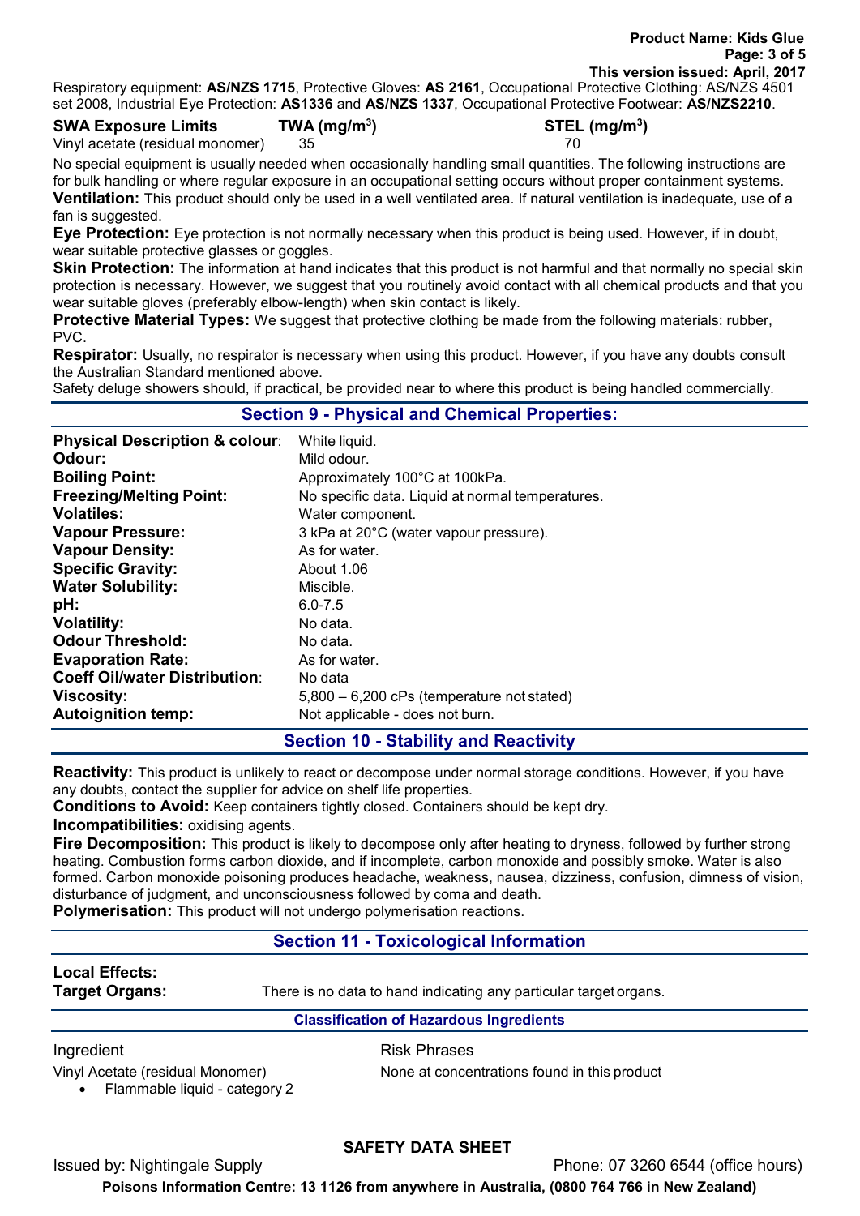Respiratory equipment: **AS/NZS 1715**, Protective Gloves: **AS 2161**, Occupational Protective Clothing: AS/NZS 4501 set 2008, Industrial Eye Protection: **AS1336** and **AS/NZS 1337**, Occupational Protective Footwear: **AS/NZS2210**.

| **SWA Exposure Limits** | **TWA ($mg/m^3$)** | **STEL ($mg/m^3$)** |
|---|---|---|
| Vinyl acetate (residual monomer) | 35 | 70 |

No special equipment is usually needed when occasionally handling small quantities. The following instructions are for bulk handling or where regular exposure in an occupational setting occurs without proper containment systems.

**Ventilation:** This product should only be used in a well ventilated area. If natural ventilation is inadequate, use of a fan is suggested.

**Eye Protection:** Eye protection is not normally necessary when this product is being used. However, if in doubt, wear suitable protective glasses or goggles.

**Skin Protection:** The information at hand indicates that this product is not harmful and that normally no special skin protection is necessary. However, we suggest that you routinely avoid contact with all chemical products and that you wear suitable gloves (preferably elbow-length) when skin contact is likely.

**Protective Material Types:** We suggest that protective clothing be made from the following materials: rubber, PVC.

**Respirator:** Usually, no respirator is necessary when using this product. However, if you have any doubts consult the Australian Standard mentioned above.

Safety deluge showers should, if practical, be provided near to where this product is being handled commercially.

## Section 9 - Physical and Chemical Properties:

| | |
|---|---|
| **Physical Description & colour**: | White liquid. |
| **Odour:** | Mild odour. |
| **Boiling Point:** | Approximately 100°C at 100kPa. |
| **Freezing/Melting Point:** | No specific data. Liquid at normal temperatures. |
| **Volatiles:** | Water component. |
| **Vapour Pressure:** | 3 kPa at 20°C (water vapour pressure). |
| **Vapour Density:** | As for water. |
| **Specific Gravity:** | About 1.06 |
| **Water Solubility:** | Miscible. |
| **pH:** | 6.0-7.5 |
| **Volatility:** | No data. |
| **Odour Threshold:** | No data. |
| **Evaporation Rate:** | As for water. |
| **Coeff Oil/water Distribution**: | No data |
| **Viscosity:** | 5,800 – 6,200 cPs (temperature not stated) |
| **Autoignition temp:** | Not applicable - does not burn. |

## Section 10 - Stability and Reactivity

**Reactivity:** This product is unlikely to react or decompose under normal storage conditions. However, if you have any doubts, contact the supplier for advice on shelf life properties.

**Conditions to Avoid:** Keep containers tightly closed. Containers should be kept dry.

**Incompatibilities:** oxidising agents.

**Fire Decomposition:** This product is likely to decompose only after heating to dryness, followed by further strong heating. Combustion forms carbon dioxide, and if incomplete, carbon monoxide and possibly smoke. Water is also formed. Carbon monoxide poisoning produces headache, weakness, nausea, dizziness, confusion, dimness of vision, disturbance of judgment, and unconsciousness followed by coma and death.

**Polymerisation:** This product will not undergo polymerisation reactions.

## Section 11 - Toxicological Information

**Local Effects:**

**Target Organs:** There is no data to hand indicating any particular target organs.

### Classification of Hazardous Ingredients

| Ingredient | Risk Phrases |
|---|---|
| Vinyl Acetate (residual Monomer)<br>• Flammable liquid - category 2 | None at concentrations found in this product |

**SAFETY DATA SHEET**

Issued by: Nightingale Supply　　Phone: 07 3260 6544 (office hours)

**Poisons Information Centre: 13 1126 from anywhere in Australia, (0800 764 766 in New Zealand)**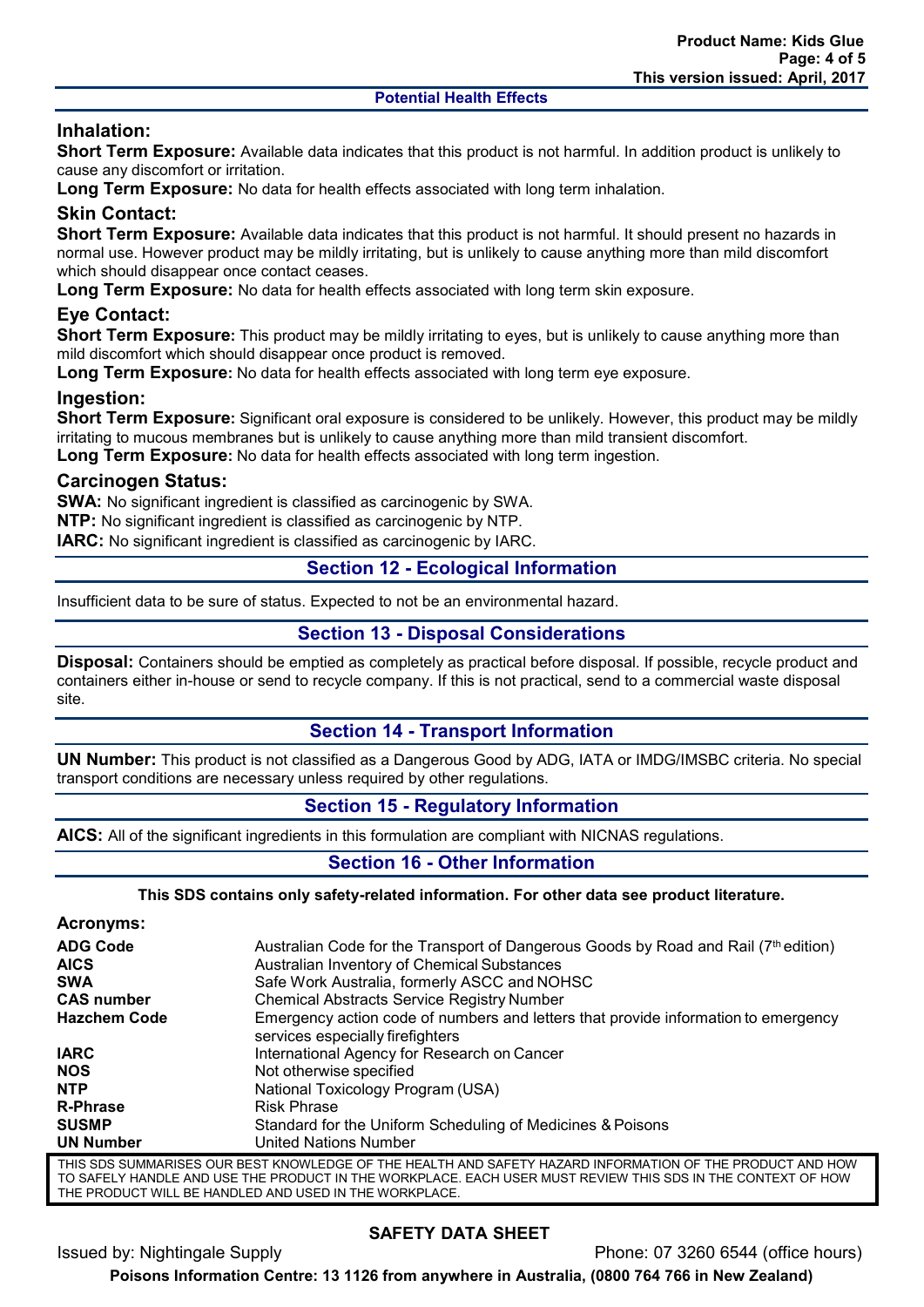### Potential Health Effects

### Inhalation:

**Short Term Exposure:** Available data indicates that this product is not harmful. In addition product is unlikely to cause any discomfort or irritation.

**Long Term Exposure:** No data for health effects associated with long term inhalation.

### Skin Contact:

**Short Term Exposure:** Available data indicates that this product is not harmful. It should present no hazards in normal use. However product may be mildly irritating, but is unlikely to cause anything more than mild discomfort which should disappear once contact ceases.

**Long Term Exposure:** No data for health effects associated with long term skin exposure.

### Eye Contact:

**Short Term Exposure:** This product may be mildly irritating to eyes, but is unlikely to cause anything more than mild discomfort which should disappear once product is removed.

**Long Term Exposure:** No data for health effects associated with long term eye exposure.

### Ingestion:

**Short Term Exposure:** Significant oral exposure is considered to be unlikely. However, this product may be mildly irritating to mucous membranes but is unlikely to cause anything more than mild transient discomfort.

**Long Term Exposure:** No data for health effects associated with long term ingestion.

### Carcinogen Status:

**SWA:** No significant ingredient is classified as carcinogenic by SWA.

**NTP:** No significant ingredient is classified as carcinogenic by NTP.

**IARC:** No significant ingredient is classified as carcinogenic by IARC.

## Section 12 - Ecological Information

Insufficient data to be sure of status. Expected to not be an environmental hazard.

## Section 13 - Disposal Considerations

**Disposal:** Containers should be emptied as completely as practical before disposal. If possible, recycle product and containers either in-house or send to recycle company. If this is not practical, send to a commercial waste disposal site.

## Section 14 - Transport Information

**UN Number:** This product is not classified as a Dangerous Good by ADG, IATA or IMDG/IMSBC criteria. No special transport conditions are necessary unless required by other regulations.

## Section 15 - Regulatory Information

**AICS:** All of the significant ingredients in this formulation are compliant with NICNAS regulations.

## Section 16 - Other Information

**This SDS contains only safety-related information. For other data see product literature.**

### Acronyms:

| | |
|---|---|
| **ADG Code** | Australian Code for the Transport of Dangerous Goods by Road and Rail (7th edition) |
| **AICS** | Australian Inventory of Chemical Substances |
| **SWA** | Safe Work Australia, formerly ASCC and NOHSC |
| **CAS number** | Chemical Abstracts Service Registry Number |
| **Hazchem Code** | Emergency action code of numbers and letters that provide information to emergency services especially firefighters |
| **IARC** | International Agency for Research on Cancer |
| **NOS** | Not otherwise specified |
| **NTP** | National Toxicology Program (USA) |
| **R-Phrase** | Risk Phrase |
| **SUSMP** | Standard for the Uniform Scheduling of Medicines & Poisons |
| **UN Number** | United Nations Number |

THIS SDS SUMMARISES OUR BEST KNOWLEDGE OF THE HEALTH AND SAFETY HAZARD INFORMATION OF THE PRODUCT AND HOW TO SAFELY HANDLE AND USE THE PRODUCT IN THE WORKPLACE. EACH USER MUST REVIEW THIS SDS IN THE CONTEXT OF HOW THE PRODUCT WILL BE HANDLED AND USED IN THE WORKPLACE.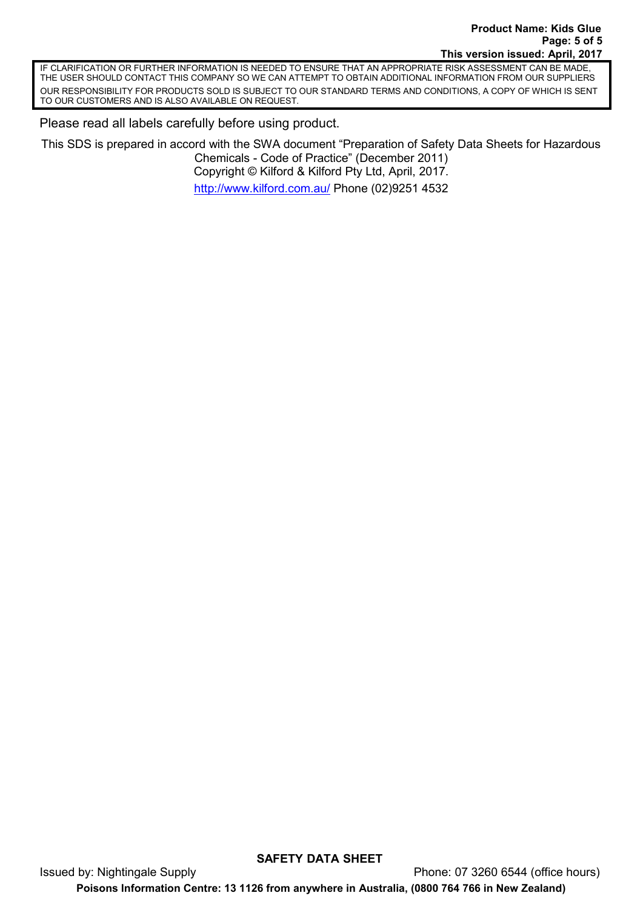IF CLARIFICATION OR FURTHER INFORMATION IS NEEDED TO ENSURE THAT AN APPROPRIATE RISK ASSESSMENT CAN BE MADE, THE USER SHOULD CONTACT THIS COMPANY SO WE CAN ATTEMPT TO OBTAIN ADDITIONAL INFORMATION FROM OUR SUPPLIERS

OUR RESPONSIBILITY FOR PRODUCTS SOLD IS SUBJECT TO OUR STANDARD TERMS AND CONDITIONS, A COPY OF WHICH IS SENT TO OUR CUSTOMERS AND IS ALSO AVAILABLE ON REQUEST.

Please read all labels carefully before using product.

This SDS is prepared in accord with the SWA document "Preparation of Safety Data Sheets for Hazardous Chemicals - Code of Practice" (December 2011)

Copyright © Kilford & Kilford Pty Ltd, April, 2017.

http://www.kilford.com.au/ Phone (02)9251 4532